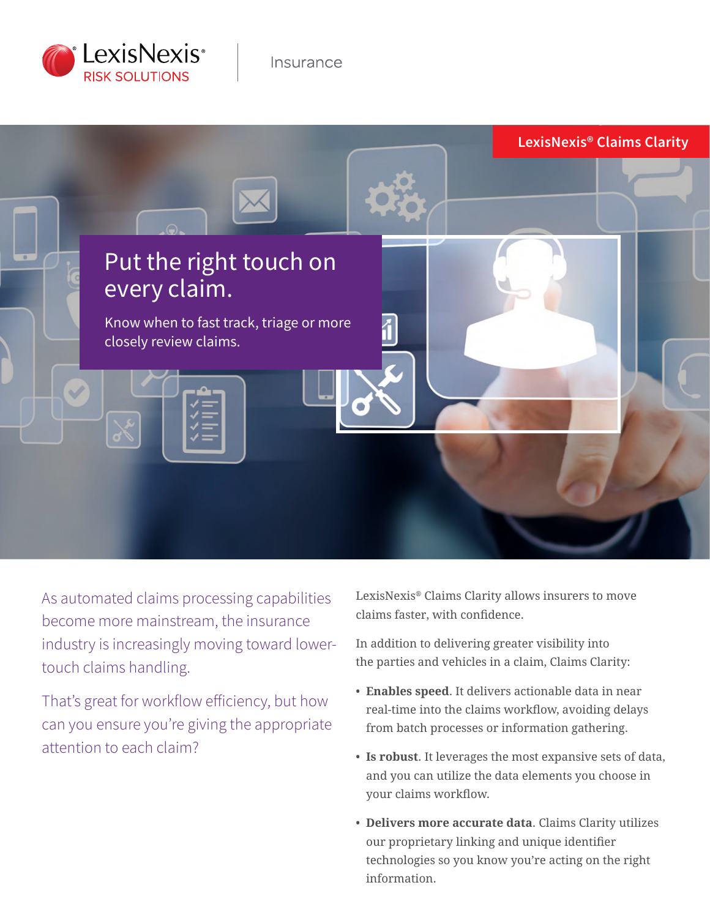LexisNexis® RISK SOLUTIONS | Insurance

LexisNexis® Claims Clarity

# Put the right touch on every claim.

Know when to fast track, triage or more closely review claims.

As automated claims processing capabilities become more mainstream, the insurance industry is increasingly moving toward lower-touch claims handling.

That's great for workflow efficiency, but how can you ensure you're giving the appropriate attention to each claim?

LexisNexis® Claims Clarity allows insurers to move claims faster, with confidence.

In addition to delivering greater visibility into the parties and vehicles in a claim, Claims Clarity:

- **Enables speed**. It delivers actionable data in near real-time into the claims workflow, avoiding delays from batch processes or information gathering.
- **Is robust**. It leverages the most expansive sets of data, and you can utilize the data elements you choose in your claims workflow.
- **Delivers more accurate data**. Claims Clarity utilizes our proprietary linking and unique identifier technologies so you know you're acting on the right information.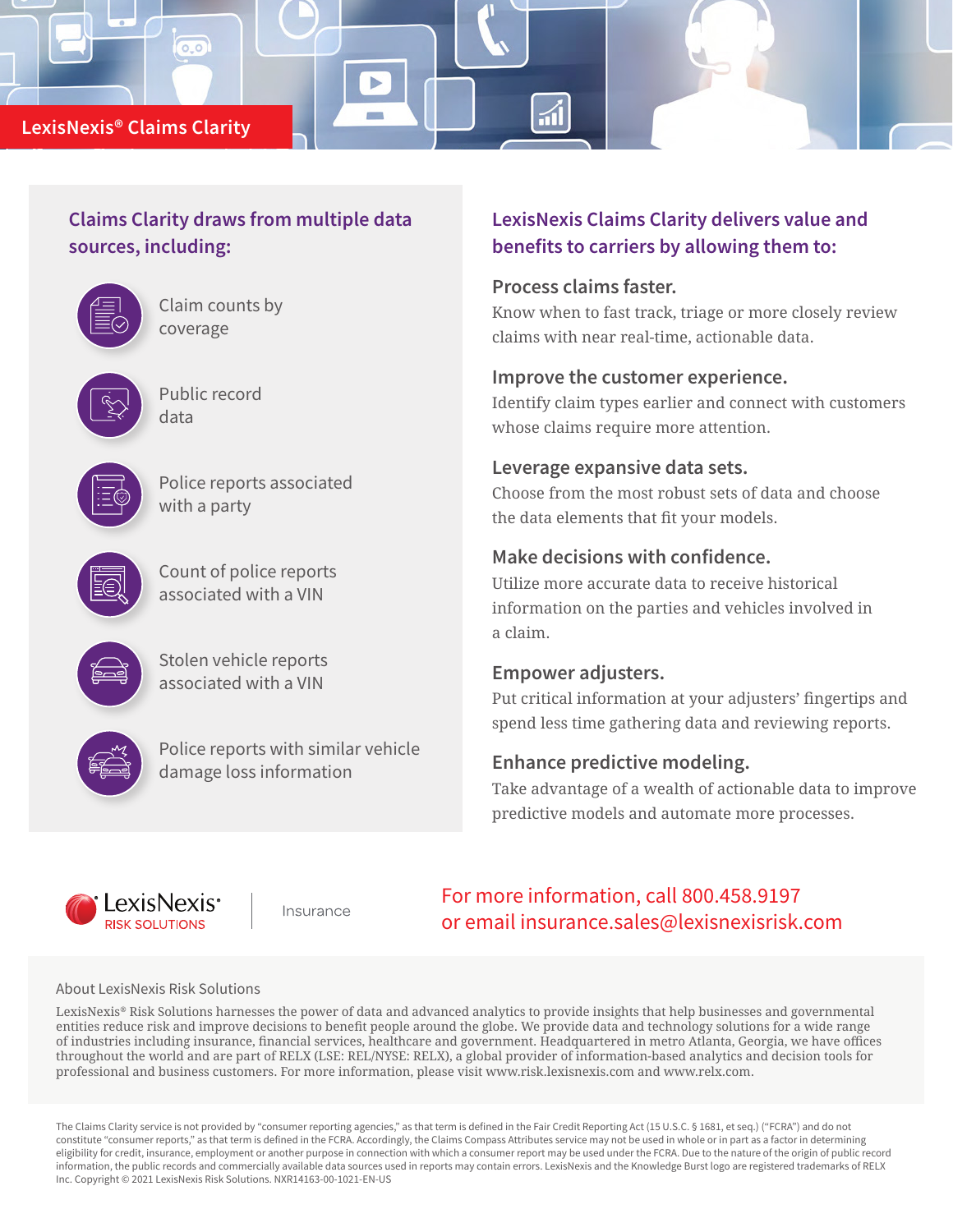LexisNexis® Claims Clarity

## Claims Clarity draws from multiple data sources, including:

- Claim counts by coverage
- Public record data
- Police reports associated with a party
- Count of police reports associated with a VIN
- Stolen vehicle reports associated with a VIN
- Police reports with similar vehicle damage loss information

## LexisNexis Claims Clarity delivers value and benefits to carriers by allowing them to:

### Process claims faster.

Know when to fast track, triage or more closely review claims with near real-time, actionable data.

### Improve the customer experience.

Identify claim types earlier and connect with customers whose claims require more attention.

### Leverage expansive data sets.

Choose from the most robust sets of data and choose the data elements that fit your models.

### Make decisions with confidence.

Utilize more accurate data to receive historical information on the parties and vehicles involved in a claim.

### Empower adjusters.

Put critical information at your adjusters' fingertips and spend less time gathering data and reviewing reports.

### Enhance predictive modeling.

Take advantage of a wealth of actionable data to improve predictive models and automate more processes.

LexisNexis® RISK SOLUTIONS | Insurance

For more information, call 800.458.9197
or email insurance.sales@lexisnexisrisk.com

About LexisNexis Risk Solutions

LexisNexis® Risk Solutions harnesses the power of data and advanced analytics to provide insights that help businesses and governmental entities reduce risk and improve decisions to benefit people around the globe. We provide data and technology solutions for a wide range of industries including insurance, financial services, healthcare and government. Headquartered in metro Atlanta, Georgia, we have offices throughout the world and are part of RELX (LSE: REL/NYSE: RELX), a global provider of information-based analytics and decision tools for professional and business customers. For more information, please visit www.risk.lexisnexis.com and www.relx.com.

The Claims Clarity service is not provided by "consumer reporting agencies," as that term is defined in the Fair Credit Reporting Act (15 U.S.C. § 1681, et seq.) ("FCRA") and do not constitute "consumer reports," as that term is defined in the FCRA. Accordingly, the Claims Compass Attributes service may not be used in whole or in part as a factor in determining eligibility for credit, insurance, employment or another purpose in connection with which a consumer report may be used under the FCRA. Due to the nature of the origin of public record information, the public records and commercially available data sources used in reports may contain errors. LexisNexis and the Knowledge Burst logo are registered trademarks of RELX Inc. Copyright © 2021 LexisNexis Risk Solutions. NXR14163-00-1021-EN-US